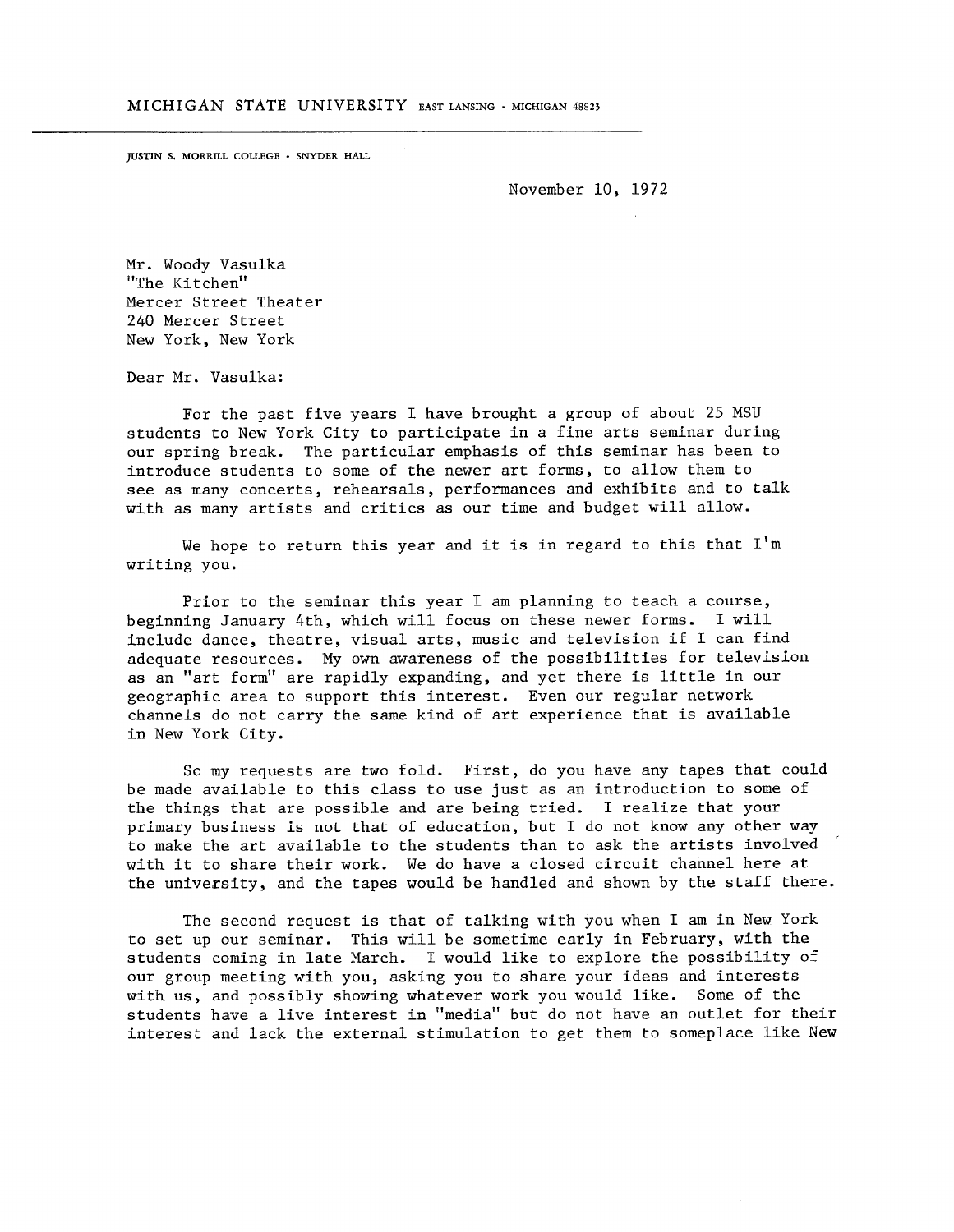MICHIGAN STATE UNIVERSITY EAST LANSING · MICHIGAN 48823

JUSTIN S. MORRILL COLLEGE · SNYDER HALL

November 10, 1972

Mr. Woody Vasulka
"The Kitchen"
Mercer Street Theater
240 Mercer Street
New York, New York

Dear Mr. Vasulka:

For the past five years I have brought a group of about 25 MSU students to New York City to participate in a fine arts seminar during our spring break. The particular emphasis of this seminar has been to introduce students to some of the newer art forms, to allow them to see as many concerts, rehearsals, performances and exhibits and to talk with as many artists and critics as our time and budget will allow.

We hope to return this year and it is in regard to this that I'm writing you.

Prior to the seminar this year I am planning to teach a course, beginning January 4th, which will focus on these newer forms. I will include dance, theatre, visual arts, music and television if I can find adequate resources. My own awareness of the possibilities for television as an "art form" are rapidly expanding, and yet there is little in our geographic area to support this interest. Even our regular network channels do not carry the same kind of art experience that is available in New York City.

So my requests are two fold. First, do you have any tapes that could be made available to this class to use just as an introduction to some of the things that are possible and are being tried. I realize that your primary business is not that of education, but I do not know any other way to make the art available to the students than to ask the artists involved with it to share their work. We do have a closed circuit channel here at the university, and the tapes would be handled and shown by the staff there.

The second request is that of talking with you when I am in New York to set up our seminar. This will be sometime early in February, with the students coming in late March. I would like to explore the possibility of our group meeting with you, asking you to share your ideas and interests with us, and possibly showing whatever work you would like. Some of the students have a live interest in "media" but do not have an outlet for their interest and lack the external stimulation to get them to someplace like New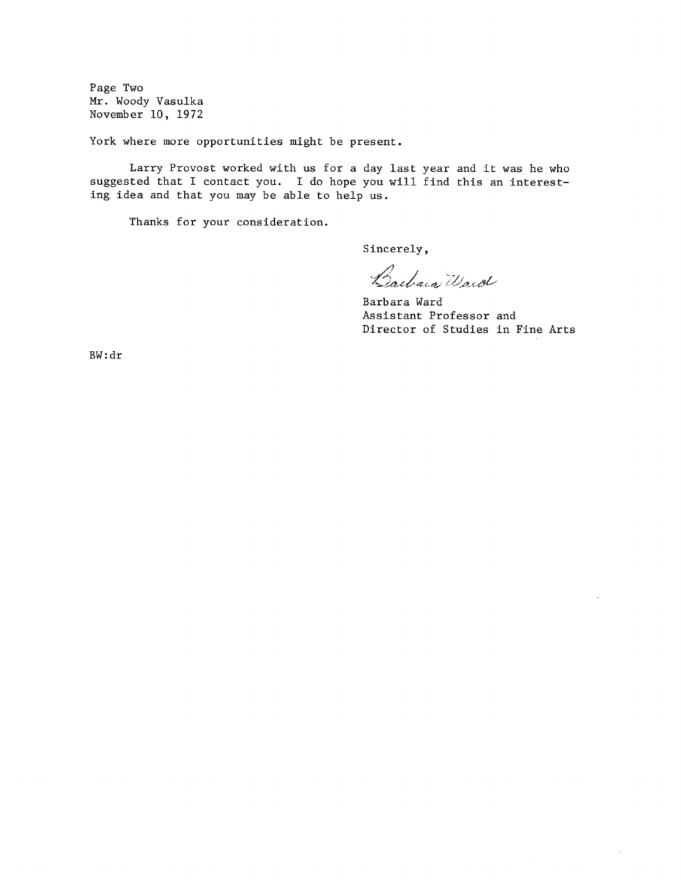Page Two
Mr. Woody Vasulka
November 10, 1972

York where more opportunities might be present.

Larry Provost worked with us for a day last year and it was he who suggested that I contact you. I do hope you will find this an interesting idea and that you may be able to help us.

Thanks for your consideration.

Sincerely,

Barbara Ward

Barbara Ward
Assistant Professor and
Director of Studies in Fine Arts

BW:dr